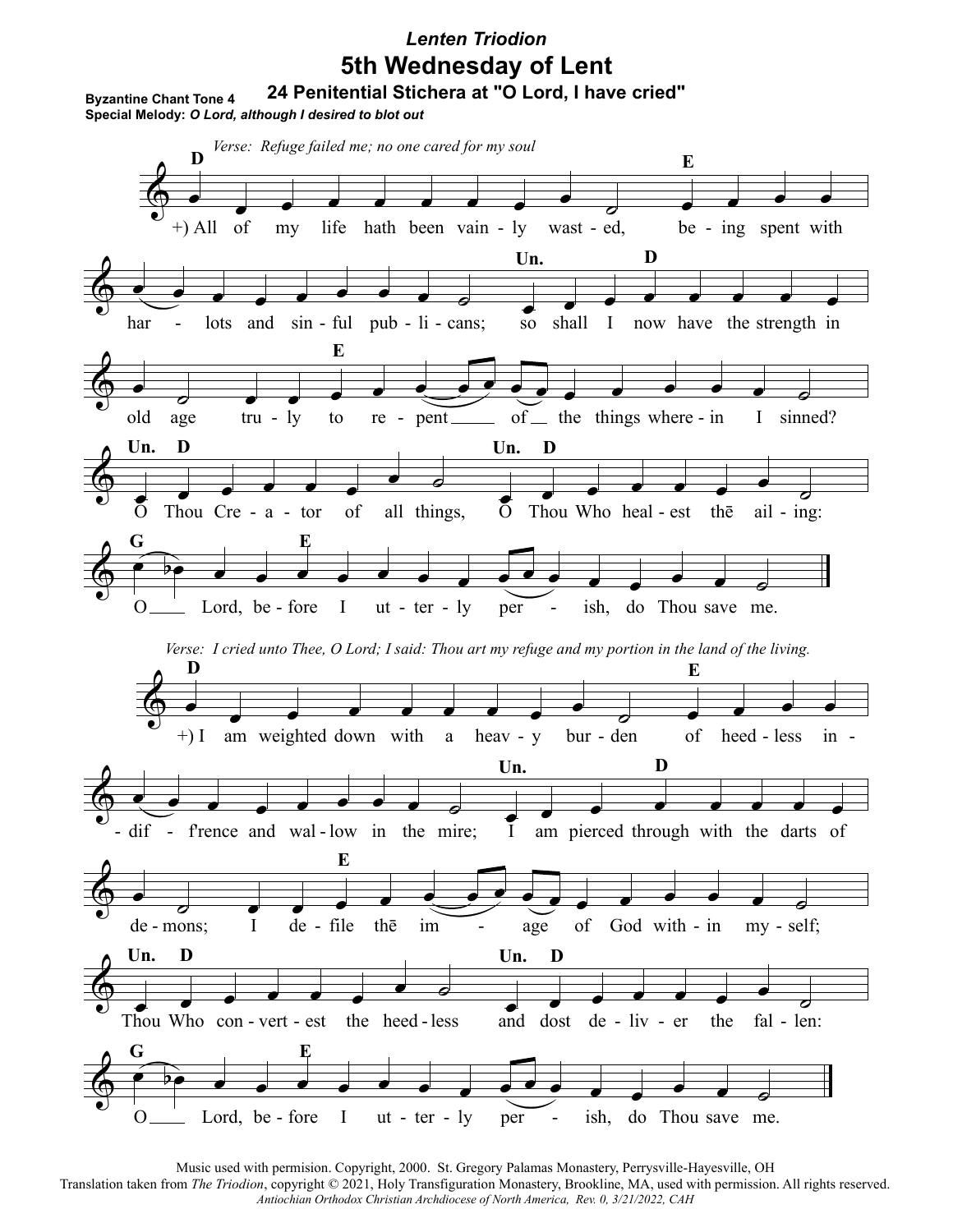***Lenten Triodion***

# 5th Wednesday of Lent

## 24 Penitential Stichera at "O Lord, I have cried"

**Byzantine Chant Tone 4**
**Special Melody:** ***O Lord, although I desired to blot out***

*Verse: Refuge failed me; no one cared for my soul*

+) All of my life hath been vainly wasted, being spent with harlots and sinful publicans; so shall I now have the strength in old age truly to repent of the things wherein I sinned? O Thou Creator of all things, O Thou Who healest the ailing: O Lord, before I utterly perish, do Thou save me.

*Verse: I cried unto Thee, O Lord; I said: Thou art my refuge and my portion in the land of the living.*

+) I am weighted down with a heavy burden of heedless indif'rence and wallow in the mire; I am pierced through with the darts of demons; I defile the image of God within myself; Thou Who convertest the heedless and dost deliver the fallen: O Lord, before I utterly perish, do Thou save me.

Music used with permision. Copyright, 2000. St. Gregory Palamas Monastery, Perrysville-Hayesville, OH
Translation taken from *The Triodion*, copyright © 2021, Holy Transfiguration Monastery, Brookline, MA, used with permission. All rights reserved.
*Antiochian Orthodox Christian Archdiocese of North America, Rev. 0, 3/21/2022, CAH*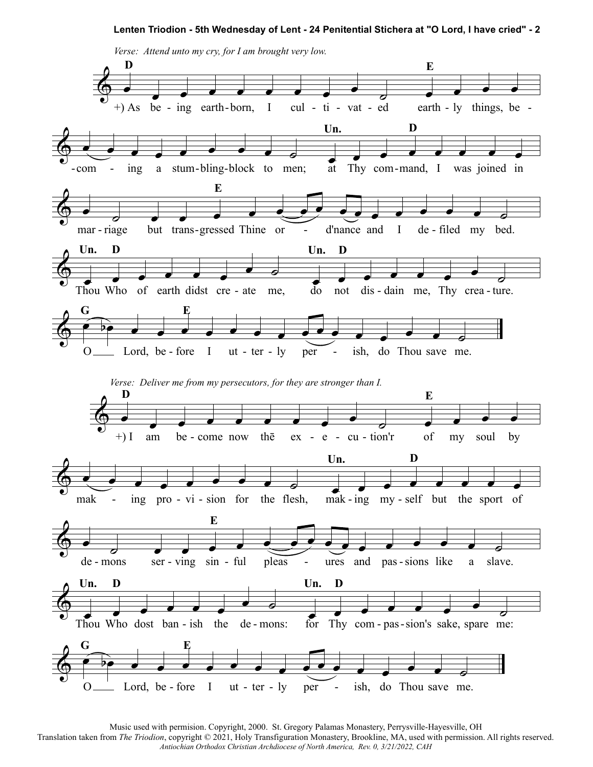# Lenten Triodion - 5th Wednesday of Lent - 24 Penitential Stichera at "O Lord, I have cried" - 2

*Verse: Attend unto my cry, for I am brought very low.*

**D** +) As being earthborn, I cultivated **E** earthly things, becoming a stumbling-block to men; **Un.** at Thy **D** command, I was joined in marriage but **E** transgressed Thine ordinance and I defiled my bed. **Un.** Thou **D** Who of earth didst create me, **Un.** do **D** not disdain me, Thy creature. **G** O Lord, **E** before I utterly perish, do Thou save me.

*Verse: Deliver me from my persecutors, for they are stronger than I.*

**D** +) I am become now thē execution'r **E** of my soul by making provision for the flesh, **Un.** making **D** myself but the sport of demons serving **E** sinful pleasures and passions like a slave. **Un.** Thou **D** Who dost banish the demons: **Un.** for **D** Thy compassion's sake, spare me: **G** O Lord, **E** before I utterly perish, do Thou save me.

Music used with permision. Copyright, 2000. St. Gregory Palamas Monastery, Perrysville-Hayesville, OH
Translation taken from *The Triodion*, copyright © 2021, Holy Transfiguration Monastery, Brookline, MA, used with permission. All rights reserved.
*Antiochian Orthodox Christian Archdiocese of North America, Rev. 0, 3/21/2022, CAH*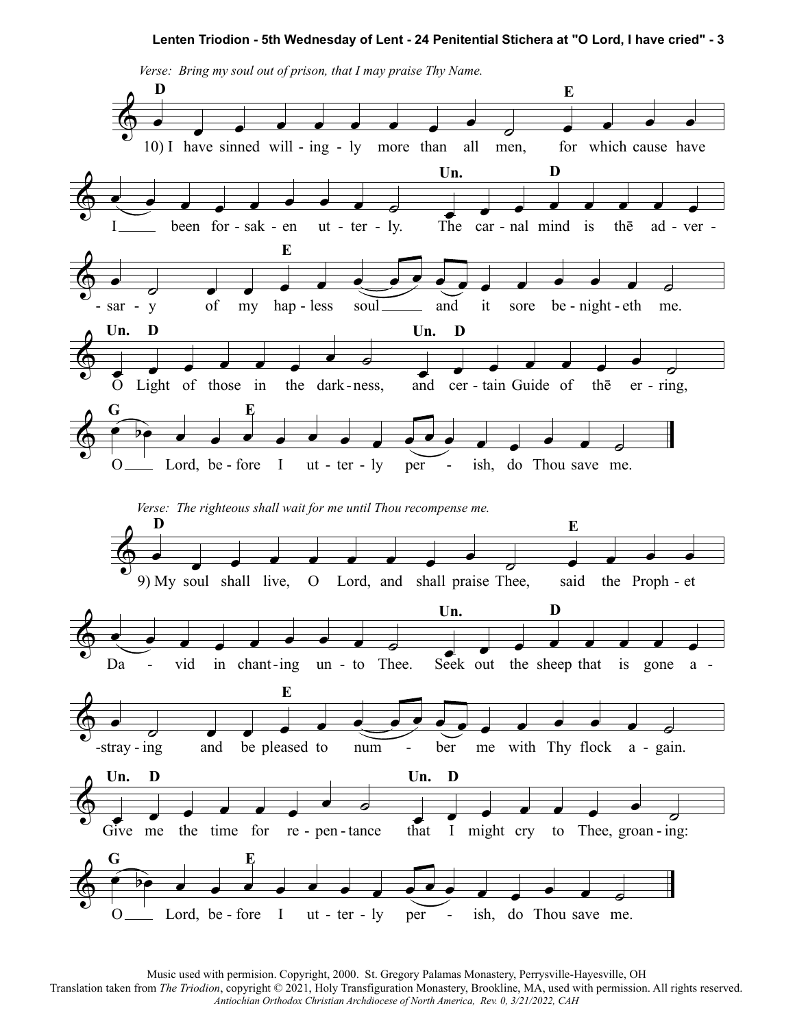*Verse: Bring my soul out of prison, that I may praise Thy Name.*

10) I have sinned willingly more than all men, for which cause have I been forsaken utterly. The carnal mind is thē adversary of my hapless soul and it sore benighteth me. O Light of those in the darkness, and certain Guide of thē erring, O Lord, before I utterly perish, do Thou save me.

*Verse: The righteous shall wait for me until Thou recompense me.*

9) My soul shall live, O Lord, and shall praise Thee, said the Prophet David in chanting unto Thee. Seek out the sheep that is gone astraying and be pleased to number me with Thy flock again. Give me the time for repentance that I might cry to Thee, groaning: O Lord, before I utterly perish, do Thou save me.

Music used with permision. Copyright, 2000. St. Gregory Palamas Monastery, Perrysville-Hayesville, OH
Translation taken from *The Triodion*, copyright © 2021, Holy Transfiguration Monastery, Brookline, MA, used with permission. All rights reserved.
*Antiochian Orthodox Christian Archdiocese of North America, Rev. 0, 3/21/2022, CAH*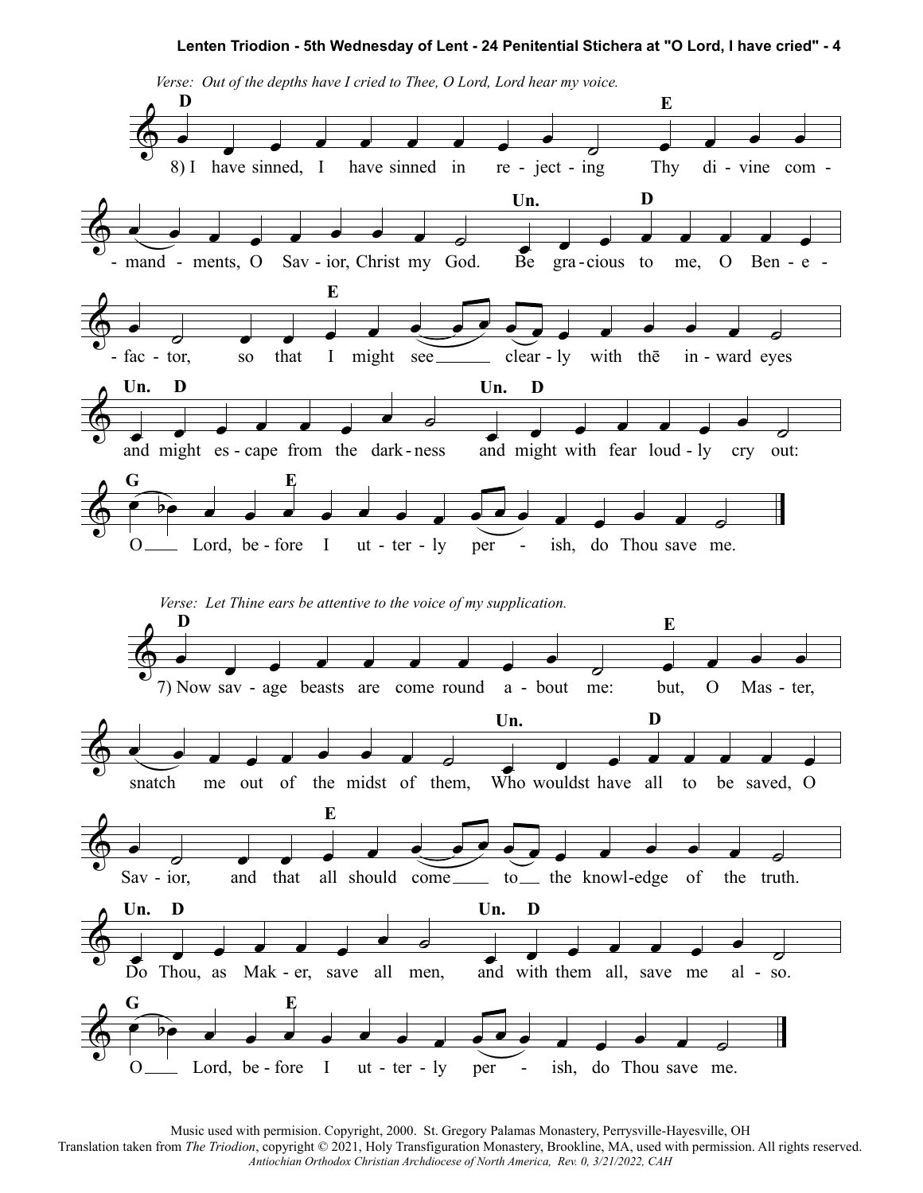*Verse: Out of the depths have I cried to Thee, O Lord, Lord hear my voice.*

8) I have sinned, I have sinned in rejecting Thy divine commandments, O Savior, Christ my God. Be gracious to me, O Benefactor, so that I might see clearly with the inward eyes and might escape from the darkness and might with fear loudly cry out: O Lord, before I utterly perish, do Thou save me.

*Verse: Let Thine ears be attentive to the voice of my supplication.*

7) Now savage beasts are come round about me: but, O Master, snatch me out of the midst of them, Who wouldst have all to be saved, O Savior, and that all should come to the knowledge of the truth. Do Thou, as Maker, save all men, and with them all, save me also. O Lord, before I utterly perish, do Thou save me.

Music used with permision. Copyright, 2000. St. Gregory Palamas Monastery, Perrysville-Hayesville, OH
Translation taken from *The Triodion*, copyright © 2021, Holy Transfiguration Monastery, Brookline, MA, used with permission. All rights reserved.
*Antiochian Orthodox Christian Archdiocese of North America, Rev. 0, 3/21/2022, CAH*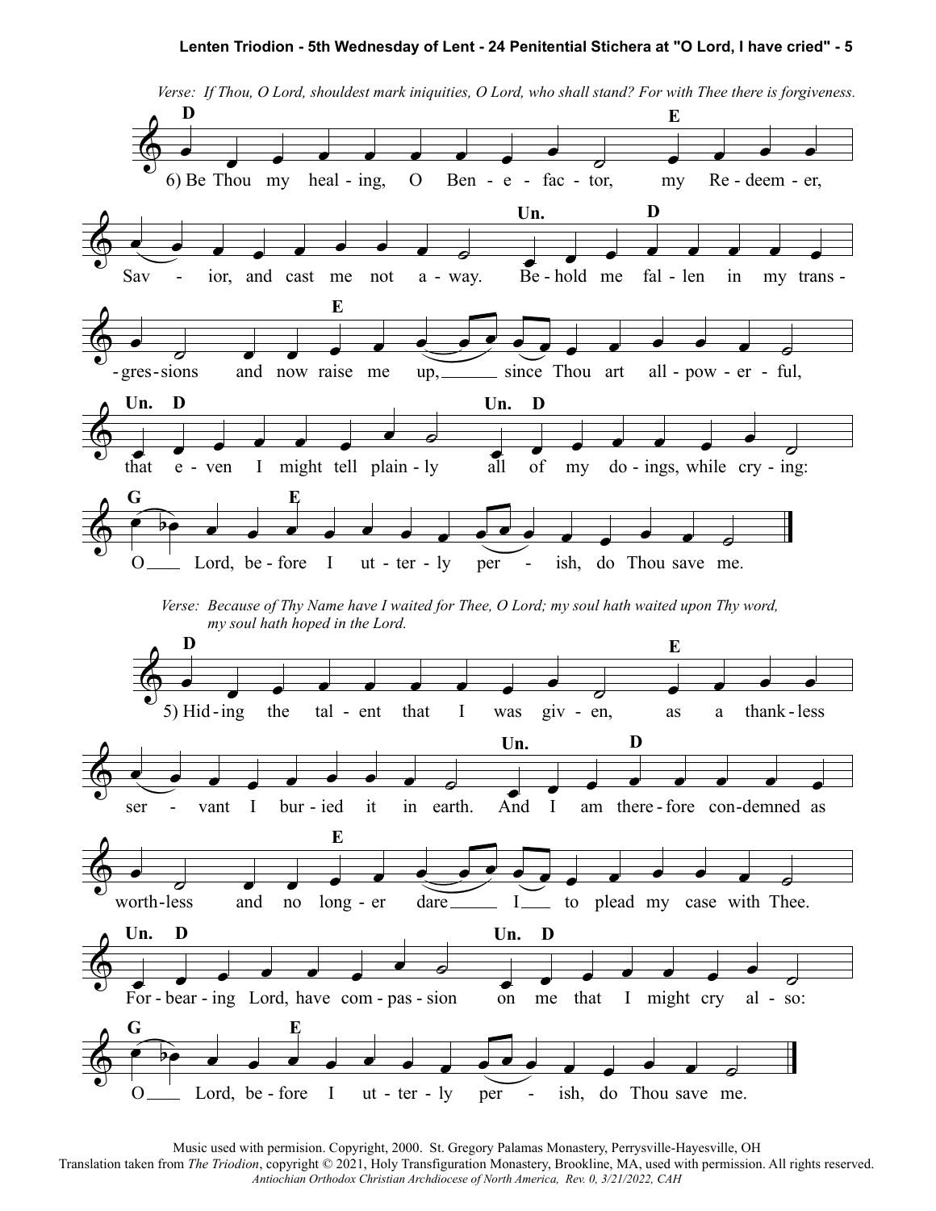*Verse: If Thou, O Lord, shouldest mark iniquities, O Lord, who shall stand? For with Thee there is forgiveness.*

**D** **E** **Un.** **G**

6) Be Thou my healing, O Benefactor, my Redeemer, Savior, and cast me not away. Behold me fallen in my transgressions and now raise me up, since Thou art all-powerful, that even I might tell plainly all of my doings, while crying: O Lord, before I utterly perish, do Thou save me.

*Verse: Because of Thy Name have I waited for Thee, O Lord; my soul hath waited upon Thy word, my soul hath hoped in the Lord.*

5) Hiding the talent that I was given, as a thankless servant I buried it in earth. And I am therefore condemned as worthless and no longer dare I to plead my case with Thee. Forbearing Lord, have compassion on me that I might cry also: O Lord, before I utterly perish, do Thou save me.

Music used with permision. Copyright, 2000. St. Gregory Palamas Monastery, Perrysville-Hayesville, OH
Translation taken from *The Triodion*, copyright © 2021, Holy Transfiguration Monastery, Brookline, MA, used with permission. All rights reserved.
*Antiochian Orthodox Christian Archdiocese of North America, Rev. 0, 3/21/2022, CAH*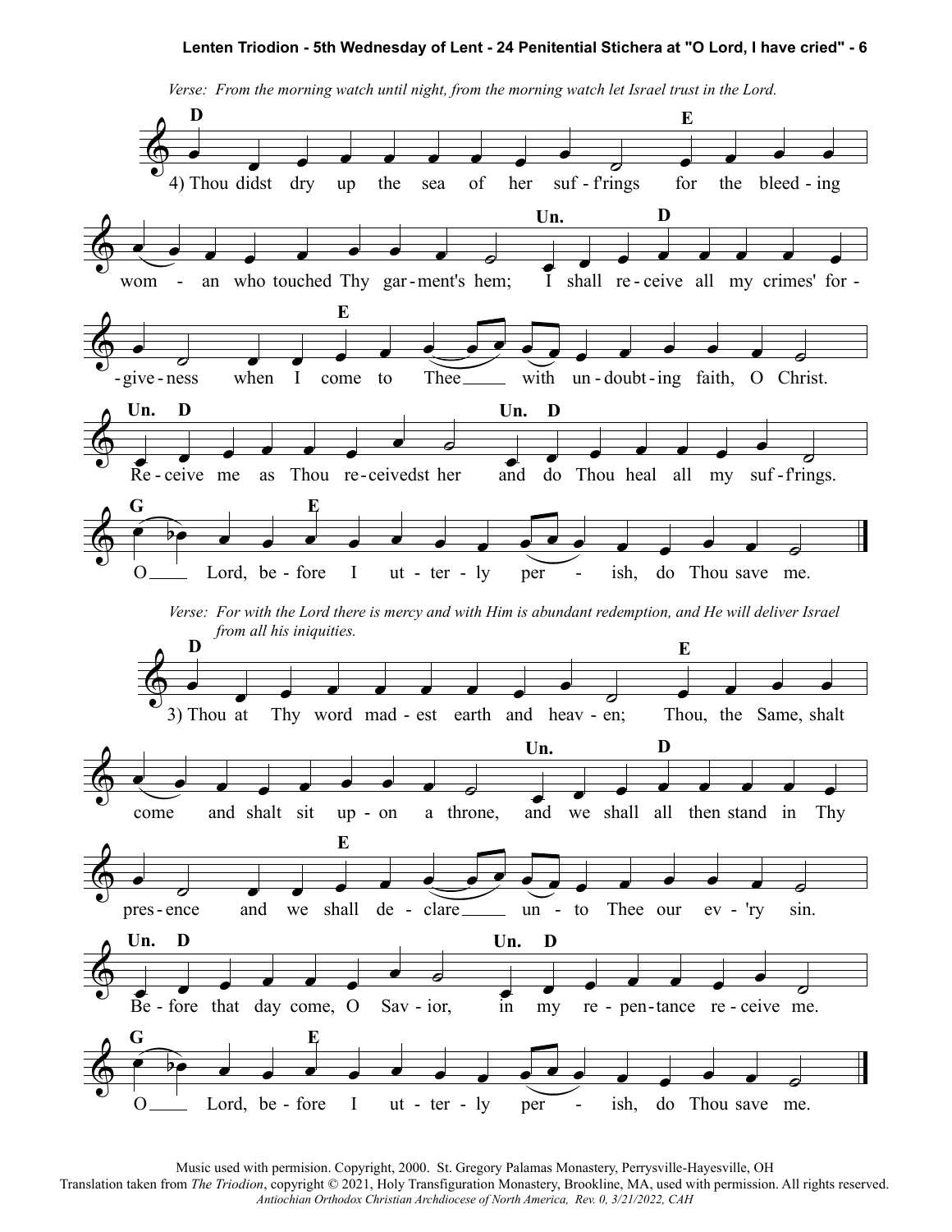*Verse: From the morning watch until night, from the morning watch let Israel trust in the Lord.*

4) Thou didst dry up the sea of her suf-f'rings for the bleed-ing wom-an who touched Thy gar-ment's hem; I shall re-ceive all my crimes' for-give-ness when I come to Thee with un-doubt-ing faith, O Christ. Re-ceive me as Thou re-ceivedst her and do Thou heal all my suf-f'rings. O Lord, be-fore I ut-ter-ly per-ish, do Thou save me.

*Verse: For with the Lord there is mercy and with Him is abundant redemption, and He will deliver Israel from all his iniquities.*

3) Thou at Thy word mad-est earth and heav-en; Thou, the Same, shalt come and shalt sit up-on a throne, and we shall all then stand in Thy pres-ence and we shall de-clare un-to Thee our ev-'ry sin. Be-fore that day come, O Sav-ior, in my re-pen-tance re-ceive me. O Lord, be-fore I ut-ter-ly per-ish, do Thou save me.

Music used with permision. Copyright, 2000. St. Gregory Palamas Monastery, Perrysville-Hayesville, OH
Translation taken from *The Triodion*, copyright © 2021, Holy Transfiguration Monastery, Brookline, MA, used with permission. All rights reserved.
*Antiochian Orthodox Christian Archdiocese of North America, Rev. 0, 3/21/2022, CAH*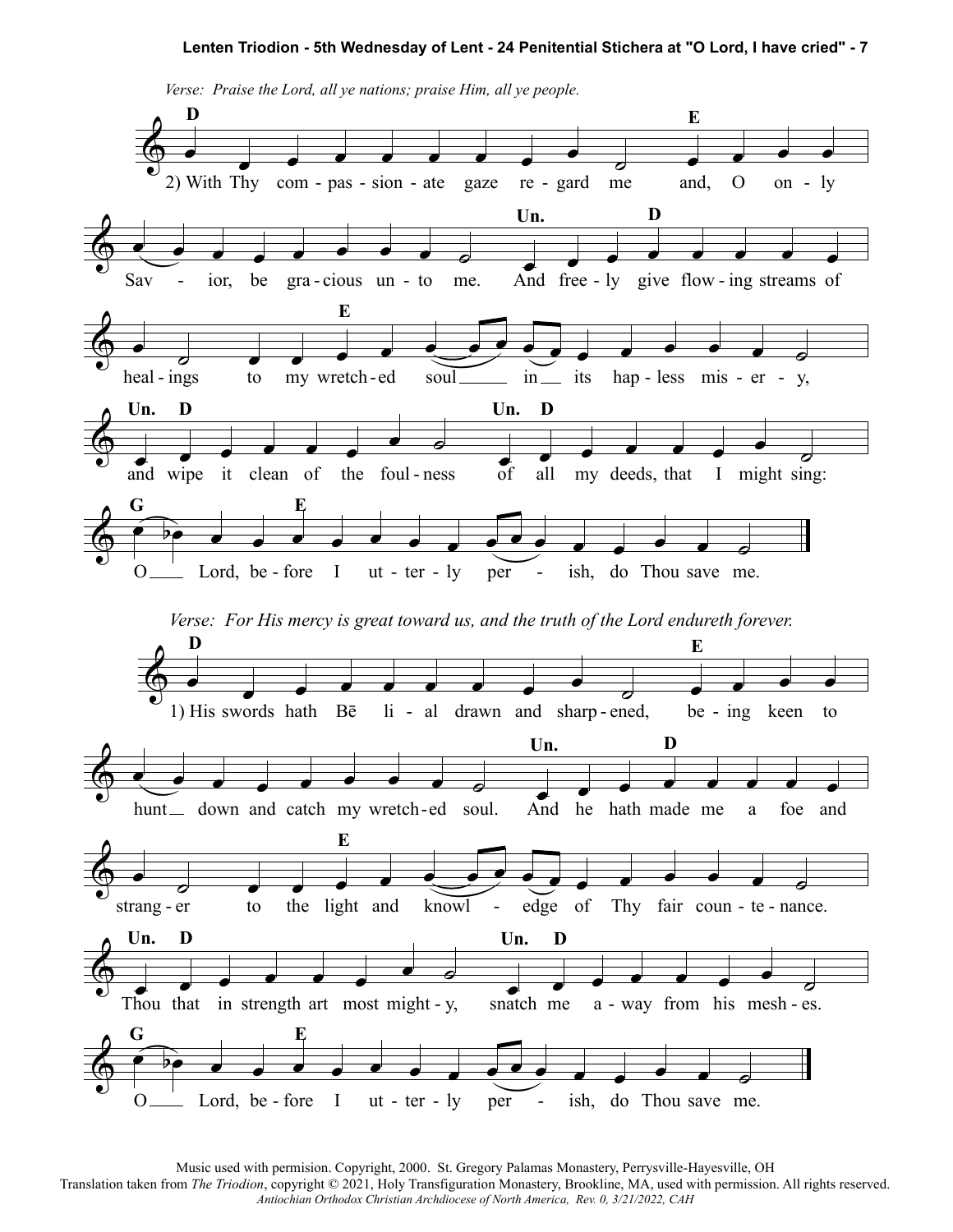*Verse: Praise the Lord, all ye nations; praise Him, all ye people.*

**D** **E** **Un.** **D** **E** **Un.** **D** **Un.** **D** **G** **E**

2) With Thy compassionate gaze regard me and, O only Savior, be gracious unto me. And freely give flowing streams of healings to my wretched soul in its hapless misery, and wipe it clean of the foulness of all my deeds, that I might sing: O Lord, before I utterly perish, do Thou save me.

*Verse: For His mercy is great toward us, and the truth of the Lord endureth forever.*

**D** **E** **Un.** **D** **E** **Un.** **D** **Un.** **D** **G** **E**

1) His swords hath Bē li - al drawn and sharpened, being keen to hunt down and catch my wretched soul. And he hath made me a foe and stranger to the light and knowledge of Thy fair countenance. Thou that in strength art most mighty, snatch me away from his meshes. O Lord, before I utterly perish, do Thou save me.

Music used with permision. Copyright, 2000. St. Gregory Palamas Monastery, Perrysville-Hayesville, OH
Translation taken from *The Triodion*, copyright © 2021, Holy Transfiguration Monastery, Brookline, MA, used with permission. All rights reserved.
*Antiochian Orthodox Christian Archdiocese of North America, Rev. 0, 3/21/2022, CAH*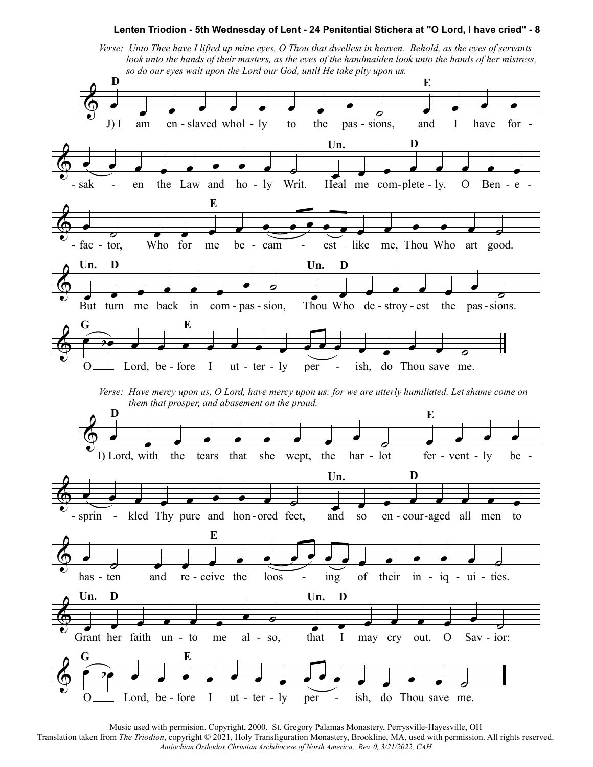**Lenten Triodion - 5th Wednesday of Lent - 24 Penitential Stichera at "O Lord, I have cried" - 8**

*Verse: Unto Thee have I lifted up mine eyes, O Thou that dwellest in heaven. Behold, as the eyes of servants look unto the hands of their masters, as the eyes of the handmaiden look unto the hands of her mistress, so do our eyes wait upon the Lord our God, until He take pity upon us.*

J) I am enslaved wholly to the passions, and I have forsaken the Law and holy Writ. Heal me completely, O Benefactor, Who for me became like me, Thou Who art good. But turn me back in compassion, Thou Who destroyest the passions. O Lord, before I utterly perish, do Thou save me.

*Verse: Have mercy upon us, O Lord, have mercy upon us: for we are utterly humiliated. Let shame come on them that prosper, and abasement on the proud.*

I) Lord, with the tears that she wept, the harlot fervently besprinkled Thy pure and honored feet, and so encouraged all men to hasten and receive the loosing of their iniquities. Grant her faith unto me also, that I may cry out, O Savior: O Lord, before I utterly perish, do Thou save me.

Music used with permision. Copyright, 2000. St. Gregory Palamas Monastery, Perrysville-Hayesville, OH
Translation taken from *The Triodion*, copyright © 2021, Holy Transfiguration Monastery, Brookline, MA, used with permission. All rights reserved.
*Antiochian Orthodox Christian Archdiocese of North America, Rev. 0, 3/21/2022, CAH*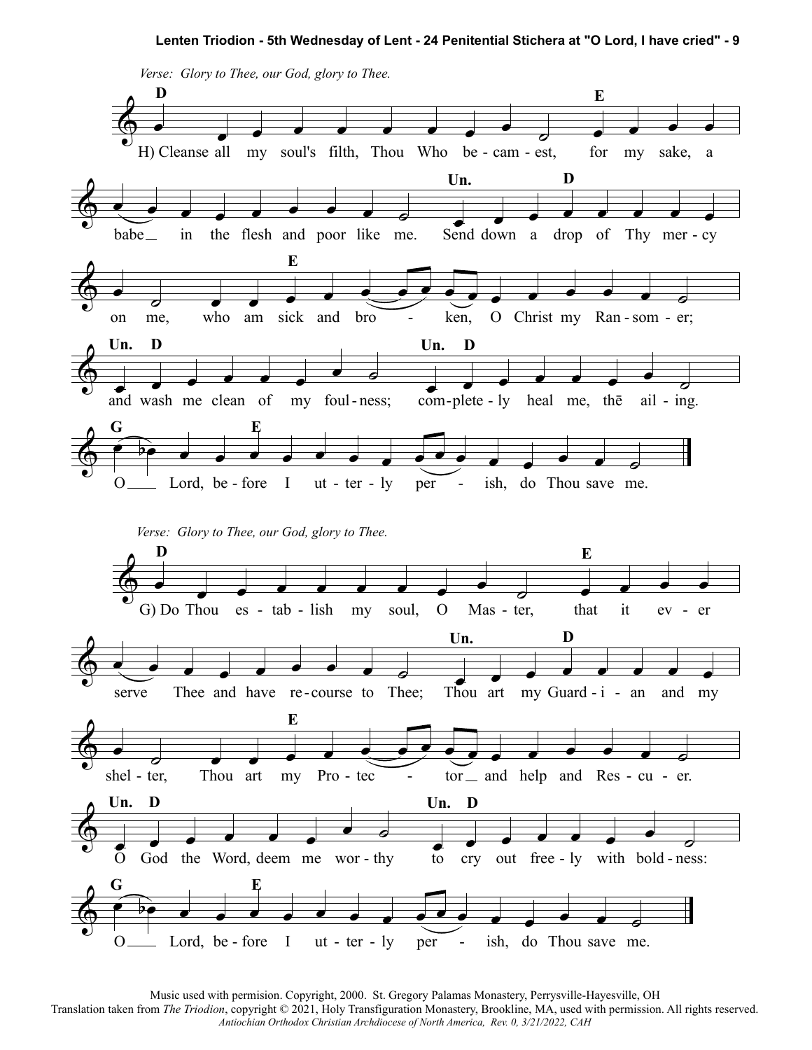*Verse: Glory to Thee, our God, glory to Thee.*

H) Cleanse all my soul's filth, Thou Who be-cam-est, for my sake, a babe in the flesh and poor like me. Send down a drop of Thy mer-cy on me, who am sick and bro - ken, O Christ my Ran-som-er; and wash me clean of my foul-ness; com-plete-ly heal me, thē ail-ing. O Lord, be-fore I ut-ter-ly per - ish, do Thou save me.

*Verse: Glory to Thee, our God, glory to Thee.*

G) Do Thou es-tab-lish my soul, O Mas-ter, that it ev-er serve Thee and have re-course to Thee; Thou art my Guard-i-an and my shel-ter, Thou art my Pro-tec - tor and help and Res-cu-er. O God the Word, deem me wor-thy to cry out free-ly with bold-ness: O Lord, be-fore I ut-ter-ly per - ish, do Thou save me.

Music used with permision. Copyright, 2000. St. Gregory Palamas Monastery, Perrysville-Hayesville, OH
Translation taken from *The Triodion*, copyright © 2021, Holy Transfiguration Monastery, Brookline, MA, used with permission. All rights reserved.
*Antiochian Orthodox Christian Archdiocese of North America, Rev. 0, 3/21/2022, CAH*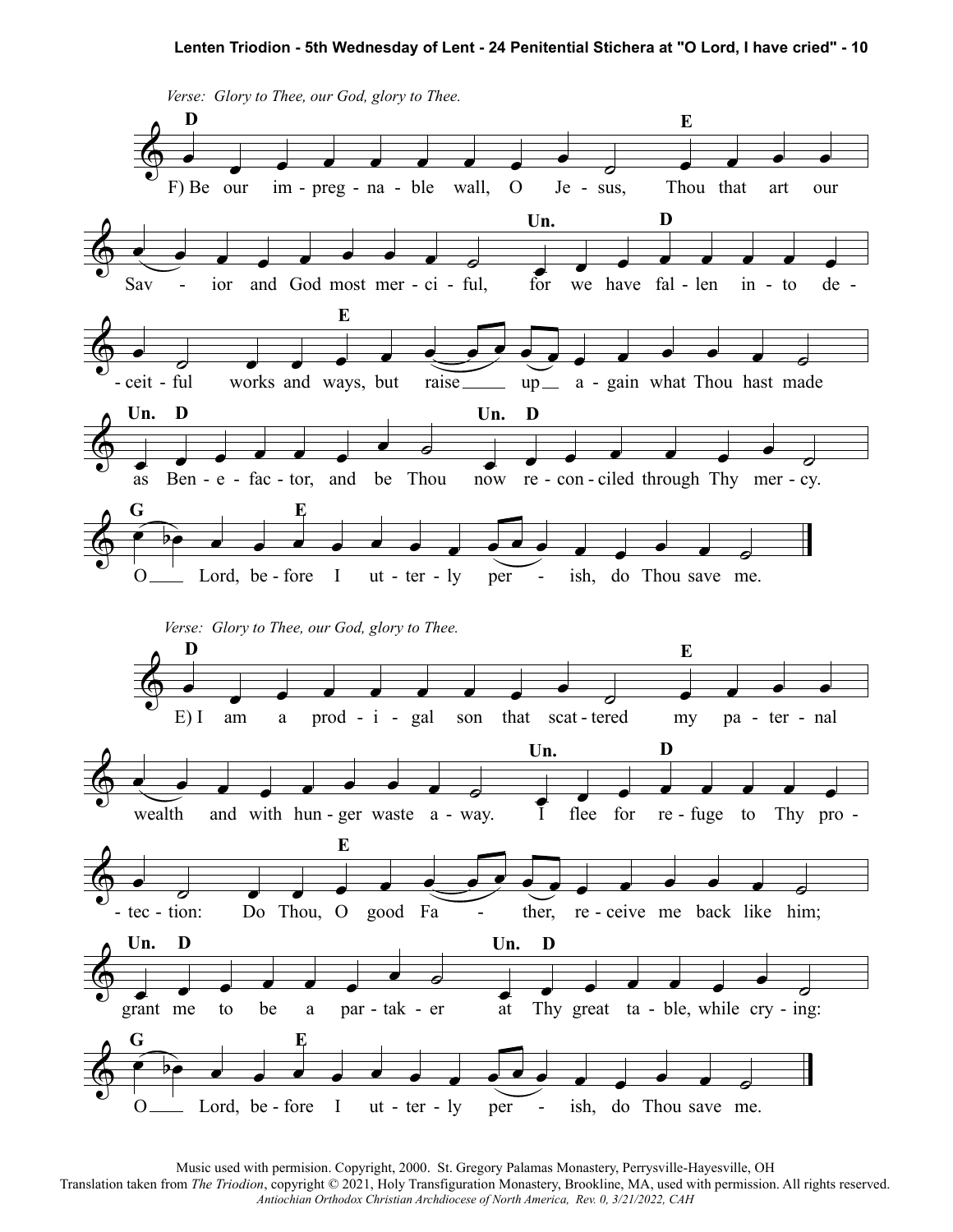*Verse: Glory to Thee, our God, glory to Thee.*

F) Be our impregnable wall, O Jesus, Thou that art our Savior and God most merciful, for we have fallen into deceitful works and ways, but raise up again what Thou hast made as Benefactor, and be Thou now reconciled through Thy mercy. O Lord, before I utterly perish, do Thou save me.

*Verse: Glory to Thee, our God, glory to Thee.*

E) I am a prodigal son that scattered my paternal wealth and with hunger waste away. I flee for refuge to Thy protection: Do Thou, O good Father, receive me back like him; grant me to be a partaker at Thy great table, while crying: O Lord, before I utterly perish, do Thou save me.

Music used with permision. Copyright, 2000. St. Gregory Palamas Monastery, Perrysville-Hayesville, OH
Translation taken from *The Triodion*, copyright © 2021, Holy Transfiguration Monastery, Brookline, MA, used with permission. All rights reserved.
*Antiochian Orthodox Christian Archdiocese of North America, Rev. 0, 3/21/2022, CAH*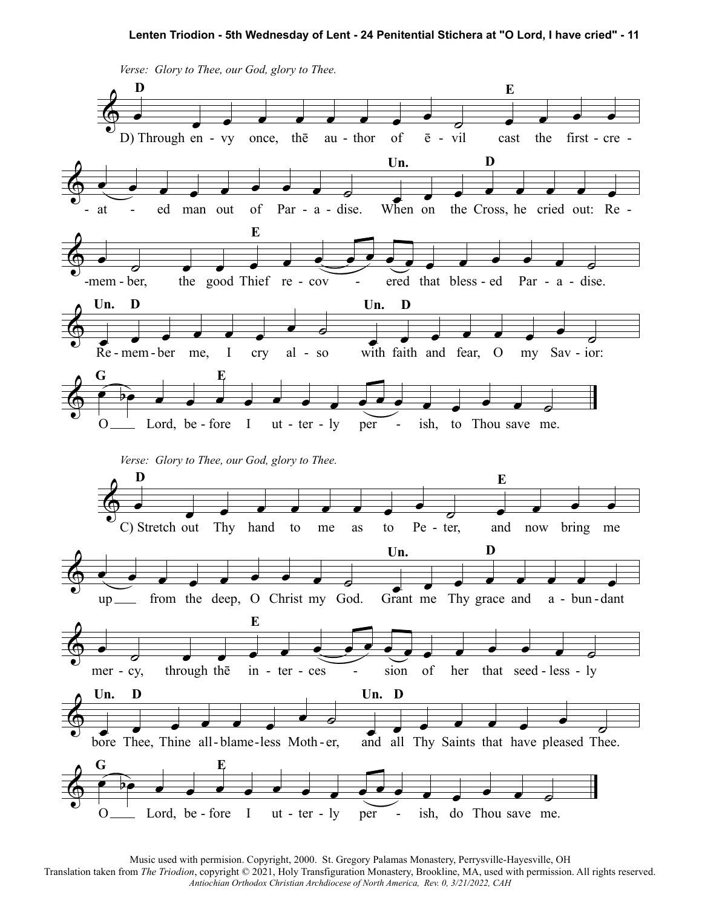*Verse: Glory to Thee, our God, glory to Thee.*

D) Through envy once, thē author of ēvil cast the first-created man out of Paradise. When on the Cross, he cried out: Remember, the good Thief recovered that blessed Paradise. Remember me, I cry also with faith and fear, O my Savior: O Lord, before I utterly perish, to Thou save me.

*Verse: Glory to Thee, our God, glory to Thee.*

C) Stretch out Thy hand to me as to Peter, and now bring me up from the deep, O Christ my God. Grant me Thy grace and abundant mercy, through thē intercession of her that seedlessly bore Thee, Thine all-blameless Mother, and all Thy Saints that have pleased Thee. O Lord, before I utterly perish, do Thou save me.

Music used with permision. Copyright, 2000. St. Gregory Palamas Monastery, Perrysville-Hayesville, OH
Translation taken from *The Triodion*, copyright © 2021, Holy Transfiguration Monastery, Brookline, MA, used with permission. All rights reserved.
*Antiochian Orthodox Christian Archdiocese of North America, Rev. 0, 3/21/2022, CAH*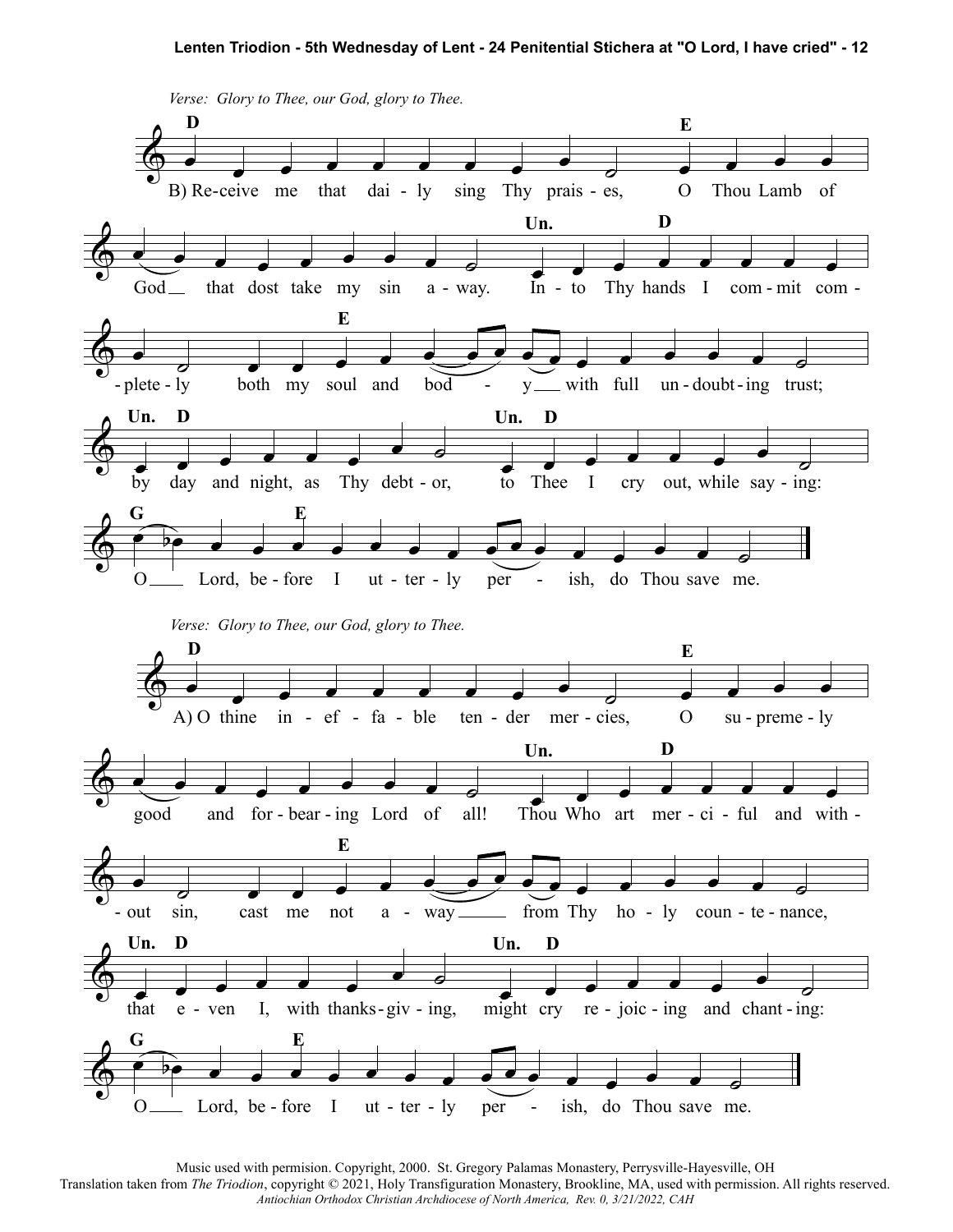*Verse: Glory to Thee, our God, glory to Thee.*

B) Receive me that daily sing Thy praises, O Thou Lamb of God that dost take my sin away. Into Thy hands I commit completely both my soul and body with full undoubting trust; by day and night, as Thy debtor, to Thee I cry out, while saying: O Lord, before I utterly perish, do Thou save me.

*Verse: Glory to Thee, our God, glory to Thee.*

A) O thine ineffable tender mercies, O supremely good and forbearing Lord of all! Thou Who art merciful and without sin, cast me not away from Thy holy countenance, that even I, with thanksgiving, might cry rejoicing and chanting: O Lord, before I utterly perish, do Thou save me.

Music used with permision. Copyright, 2000. St. Gregory Palamas Monastery, Perrysville-Hayesville, OH
Translation taken from *The Triodion*, copyright © 2021, Holy Transfiguration Monastery, Brookline, MA, used with permission. All rights reserved.
*Antiochian Orthodox Christian Archdiocese of North America, Rev. 0, 3/21/2022, CAH*